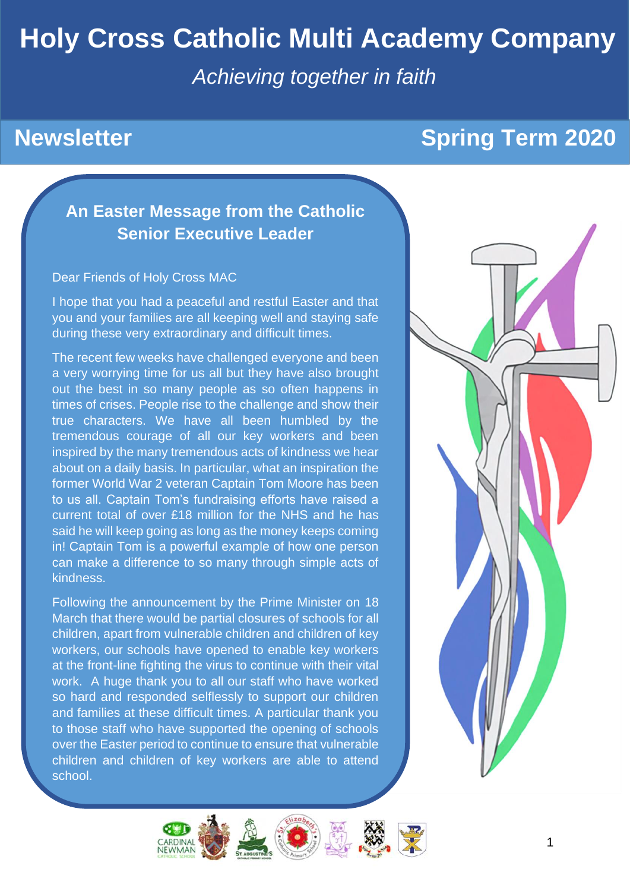# Holy Cross Catholic Multi Academy Company

*Achieving together in faith*

## Newsletter — Spring Term 2020

### An Easter Message from the Catholic Senior Executive Leader

Dear Friends of Holy Cross MAC

I hope that you had a peaceful and restful Easter and that you and your families are all keeping well and staying safe during these very extraordinary and difficult times.

The recent few weeks have challenged everyone and been a very worrying time for us all but they have also brought out the best in so many people as so often happens in times of crises. People rise to the challenge and show their true characters. We have all been humbled by the tremendous courage of all our key workers and been inspired by the many tremendous acts of kindness we hear about on a daily basis. In particular, what an inspiration the former World War 2 veteran Captain Tom Moore has been to us all. Captain Tom's fundraising efforts have raised a current total of over £18 million for the NHS and he has said he will keep going as long as the money keeps coming in! Captain Tom is a powerful example of how one person can make a difference to so many through simple acts of kindness.

Following the announcement by the Prime Minister on 18 March that there would be partial closures of schools for all children, apart from vulnerable children and children of key workers, our schools have opened to enable key workers at the front-line fighting the virus to continue with their vital work. A huge thank you to all our staff who have worked so hard and responded selflessly to support our children and families at these difficult times. A particular thank you to those staff who have supported the opening of schools over the Easter period to continue to ensure that vulnerable children and children of key workers are able to attend school.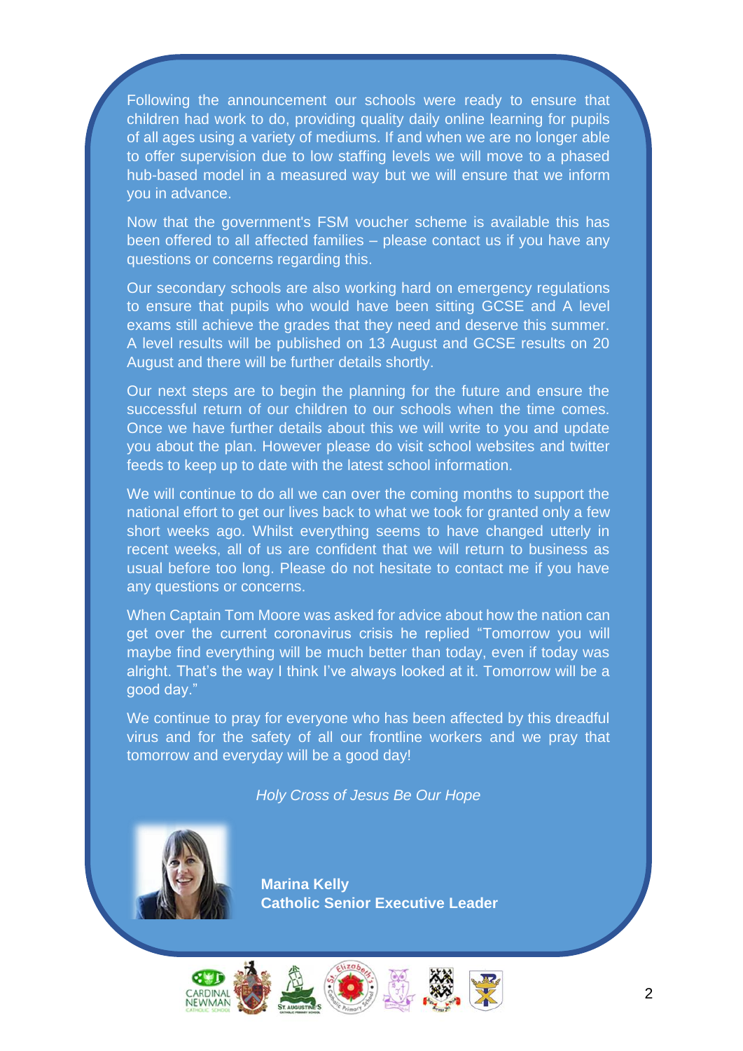Following the announcement our schools were ready to ensure that children had work to do, providing quality daily online learning for pupils of all ages using a variety of mediums. If and when we are no longer able to offer supervision due to low staffing levels we will move to a phased hub-based model in a measured way but we will ensure that we inform you in advance.

Now that the government's FSM voucher scheme is available this has been offered to all affected families – please contact us if you have any questions or concerns regarding this.

Our secondary schools are also working hard on emergency regulations to ensure that pupils who would have been sitting GCSE and A level exams still achieve the grades that they need and deserve this summer. A level results will be published on 13 August and GCSE results on 20 August and there will be further details shortly.

Our next steps are to begin the planning for the future and ensure the successful return of our children to our schools when the time comes. Once we have further details about this we will write to you and update you about the plan. However please do visit school websites and twitter feeds to keep up to date with the latest school information.

We will continue to do all we can over the coming months to support the national effort to get our lives back to what we took for granted only a few short weeks ago. Whilst everything seems to have changed utterly in recent weeks, all of us are confident that we will return to business as usual before too long. Please do not hesitate to contact me if you have any questions or concerns.

When Captain Tom Moore was asked for advice about how the nation can get over the current coronavirus crisis he replied "Tomorrow you will maybe find everything will be much better than today, even if today was alright. That's the way I think I've always looked at it. Tomorrow will be a good day."

We continue to pray for everyone who has been affected by this dreadful virus and for the safety of all our frontline workers and we pray that tomorrow and everyday will be a good day!

*Holy Cross of Jesus Be Our Hope*

**Marina Kelly**
**Catholic Senior Executive Leader**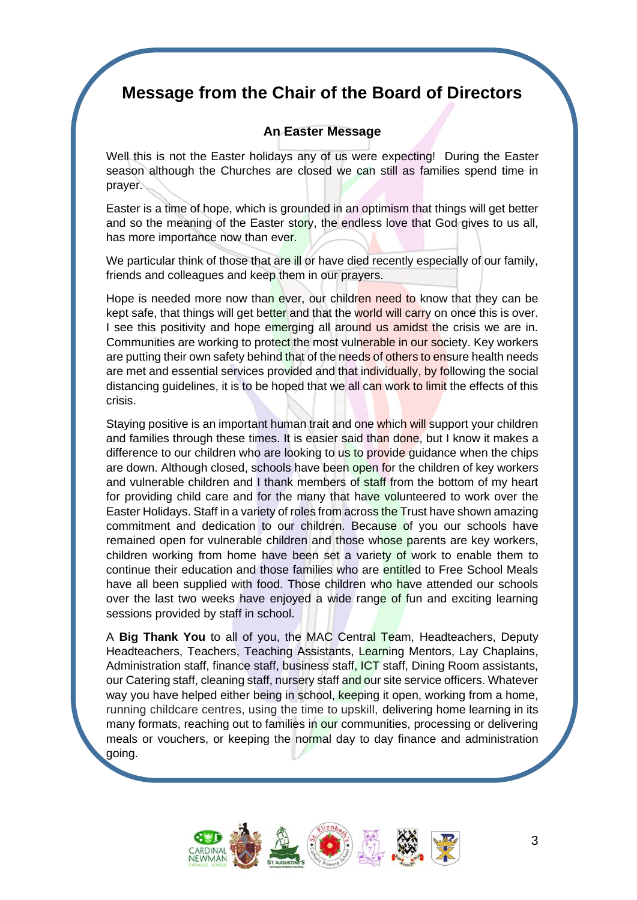# Message from the Chair of the Board of Directors

### An Easter Message

Well this is not the Easter holidays any of us were expecting! During the Easter season although the Churches are closed we can still as families spend time in prayer.

Easter is a time of hope, which is grounded in an optimism that things will get better and so the meaning of the Easter story, the endless love that God gives to us all, has more importance now than ever.

We particular think of those that are ill or have died recently especially of our family, friends and colleagues and keep them in our prayers.

Hope is needed more now than ever, our children need to know that they can be kept safe, that things will get better and that the world will carry on once this is over. I see this positivity and hope emerging all around us amidst the crisis we are in. Communities are working to protect the most vulnerable in our society. Key workers are putting their own safety behind that of the needs of others to ensure health needs are met and essential services provided and that individually, by following the social distancing guidelines, it is to be hoped that we all can work to limit the effects of this crisis.

Staying positive is an important human trait and one which will support your children and families through these times. It is easier said than done, but I know it makes a difference to our children who are looking to us to provide guidance when the chips are down. Although closed, schools have been open for the children of key workers and vulnerable children and I thank members of staff from the bottom of my heart for providing child care and for the many that have volunteered to work over the Easter Holidays. Staff in a variety of roles from across the Trust have shown amazing commitment and dedication to our children. Because of you our schools have remained open for vulnerable children and those whose parents are key workers, children working from home have been set a variety of work to enable them to continue their education and those families who are entitled to Free School Meals have all been supplied with food. Those children who have attended our schools over the last two weeks have enjoyed a wide range of fun and exciting learning sessions provided by staff in school.

A **Big Thank You** to all of you, the MAC Central Team, Headteachers, Deputy Headteachers, Teachers, Teaching Assistants, Learning Mentors, Lay Chaplains, Administration staff, finance staff, business staff, ICT staff, Dining Room assistants, our Catering staff, cleaning staff, nursery staff and our site service officers. Whatever way you have helped either being in school, keeping it open, working from a home, running childcare centres, using the time to upskill, delivering home learning in its many formats, reaching out to families in our communities, processing or delivering meals or vouchers, or keeping the normal day to day finance and administration going.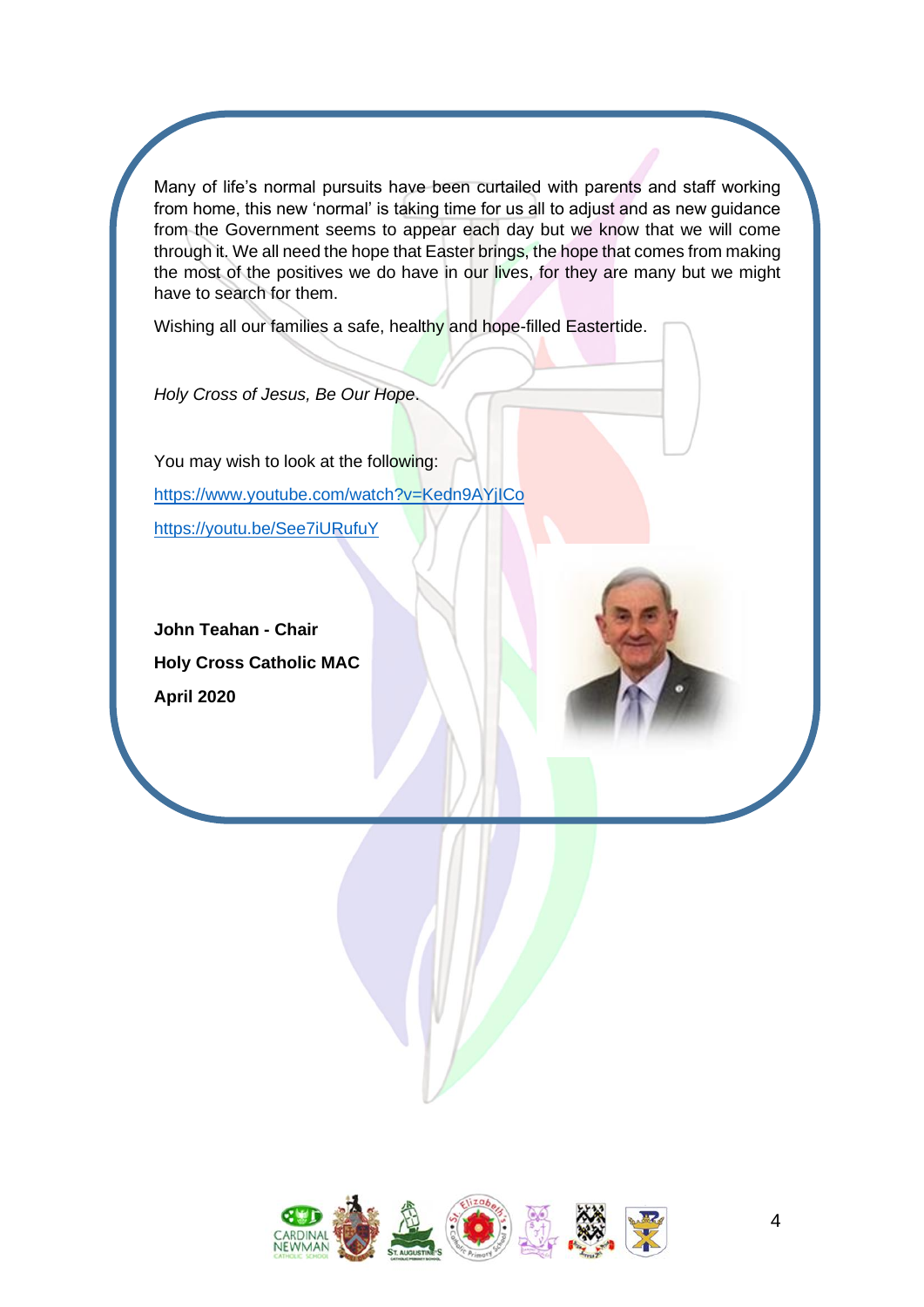Many of life's normal pursuits have been curtailed with parents and staff working from home, this new 'normal' is taking time for us all to adjust and as new guidance from the Government seems to appear each day but we know that we will come through it. We all need the hope that Easter brings, the hope that comes from making the most of the positives we do have in our lives, for they are many but we might have to search for them.

Wishing all our families a safe, healthy and hope-filled Eastertide.

*Holy Cross of Jesus, Be Our Hope*.

You may wish to look at the following:

https://www.youtube.com/watch?v=Kedn9AYjICo

https://youtu.be/See7iURufuY

**John Teahan - Chair**

**Holy Cross Catholic MAC**

**April 2020**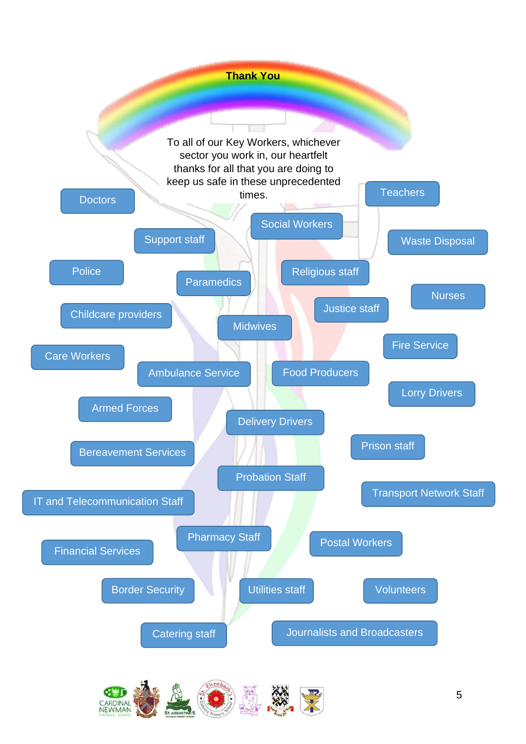# Thank You

To all of our Key Workers, whichever sector you work in, our heartfelt thanks for all that you are doing to keep us safe in these unprecedented times.

- Doctors
- Teachers
- Social Workers
- Support staff
- Waste Disposal
- Police
- Religious staff
- Paramedics
- Nurses
- Justice staff
- Childcare providers
- Midwives
- Fire Service
- Care Workers
- Ambulance Service
- Food Producers
- Lorry Drivers
- Armed Forces
- Delivery Drivers
- Prison staff
- Bereavement Services
- Probation Staff
- Transport Network Staff
- IT and Telecommunication Staff
- Pharmacy Staff
- Postal Workers
- Financial Services
- Border Security
- Utilities staff
- Volunteers
- Catering staff
- Journalists and Broadcasters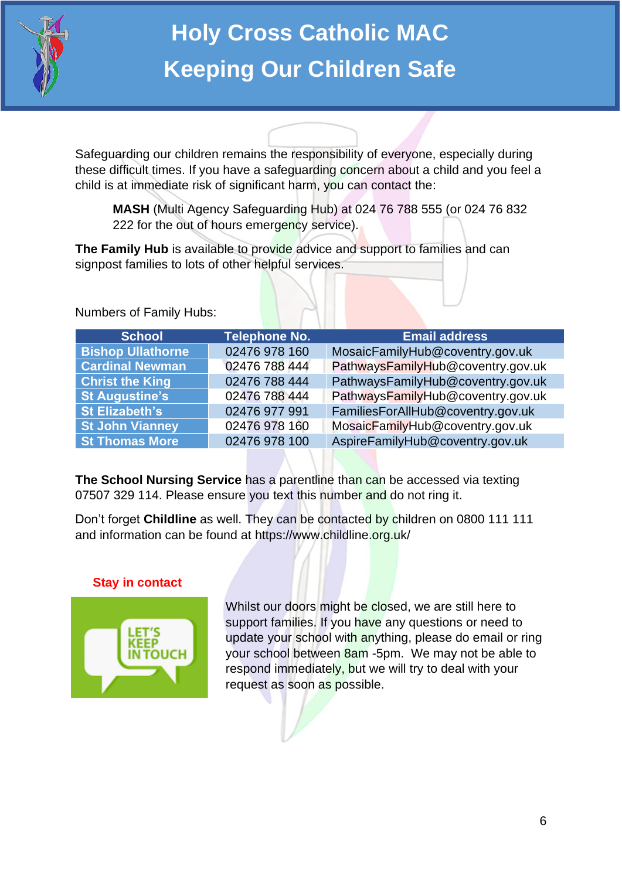# Holy Cross Catholic MAC

# Keeping Our Children Safe

Safeguarding our children remains the responsibility of everyone, especially during these difficult times. If you have a safeguarding concern about a child and you feel a child is at immediate risk of significant harm, you can contact the:

> **MASH** (Multi Agency Safeguarding Hub) at 024 76 788 555 (or 024 76 832 222 for the out of hours emergency service).

**The Family Hub** is available to provide advice and support to families and can signpost families to lots of other helpful services.

Numbers of Family Hubs:

| School | Telephone No. | Email address |
|---|---|---|
| Bishop Ullathorne | 02476 978 160 | MosaicFamilyHub@coventry.gov.uk |
| Cardinal Newman | 02476 788 444 | PathwaysFamilyHub@coventry.gov.uk |
| Christ the King | 02476 788 444 | PathwaysFamilyHub@coventry.gov.uk |
| St Augustine's | 02476 788 444 | PathwaysFamilyHub@coventry.gov.uk |
| St Elizabeth's | 02476 977 991 | FamiliesForAllHub@coventry.gov.uk |
| St John Vianney | 02476 978 160 | MosaicFamilyHub@coventry.gov.uk |
| St Thomas More | 02476 978 100 | AspireFamilyHub@coventry.gov.uk |

**The School Nursing Service** has a parentline than can be accessed via texting 07507 329 114. Please ensure you text this number and do not ring it.

Don't forget **Childline** as well. They can be contacted by children on 0800 111 111 and information can be found at https://www.childline.org.uk/

**Stay in contact**

Whilst our doors might be closed, we are still here to support families. If you have any questions or need to update your school with anything, please do email or ring your school between 8am -5pm. We may not be able to respond immediately, but we will try to deal with your request as soon as possible.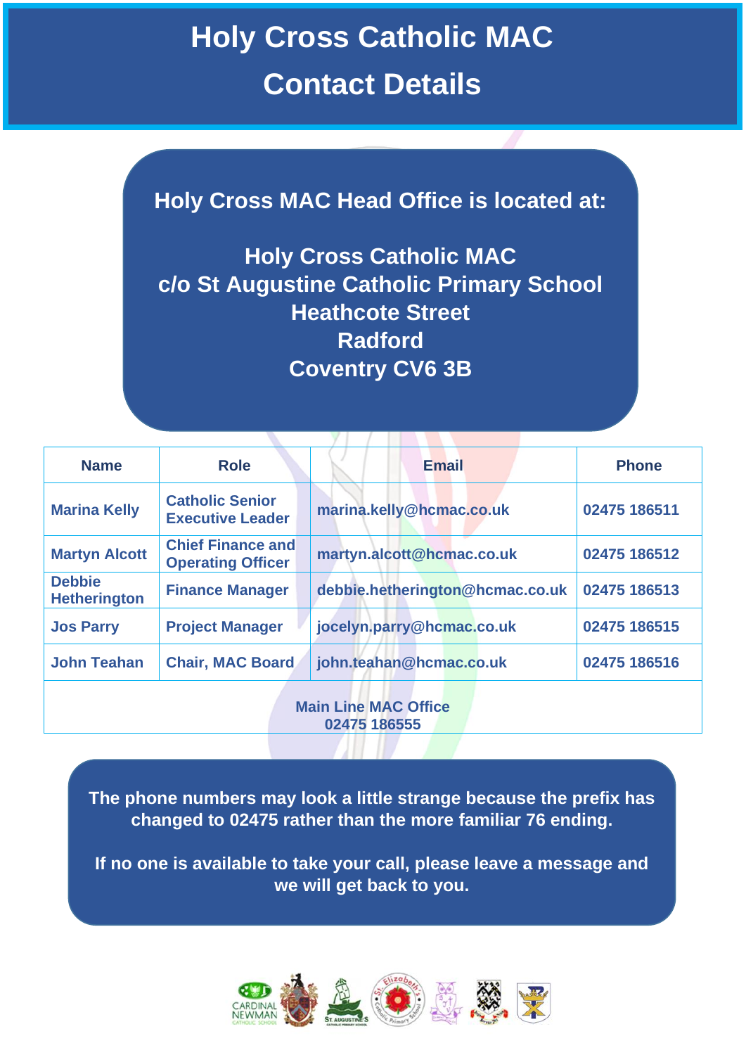# Holy Cross Catholic MAC Contact Details

**Holy Cross MAC Head Office is located at:**

**Holy Cross Catholic MAC**
**c/o St Augustine Catholic Primary School**
**Heathcote Street**
**Radford**
**Coventry CV6 3B**

| Name | Role | Email | Phone |
|---|---|---|---|
| Marina Kelly | Catholic Senior Executive Leader | marina.kelly@hcmac.co.uk | 02475 186511 |
| Martyn Alcott | Chief Finance and Operating Officer | martyn.alcott@hcmac.co.uk | 02475 186512 |
| Debbie Hetherington | Finance Manager | debbie.hetherington@hcmac.co.uk | 02475 186513 |
| Jos Parry | Project Manager | jocelyn.parry@hcmac.co.uk | 02475 186515 |
| John Teahan | Chair, MAC Board | john.teahan@hcmac.co.uk | 02475 186516 |
| Main Line MAC Office 02475 186555 | | | |

**The phone numbers may look a little strange because the prefix has changed to 02475 rather than the more familiar 76 ending.**

**If no one is available to take your call, please leave a message and we will get back to you.**